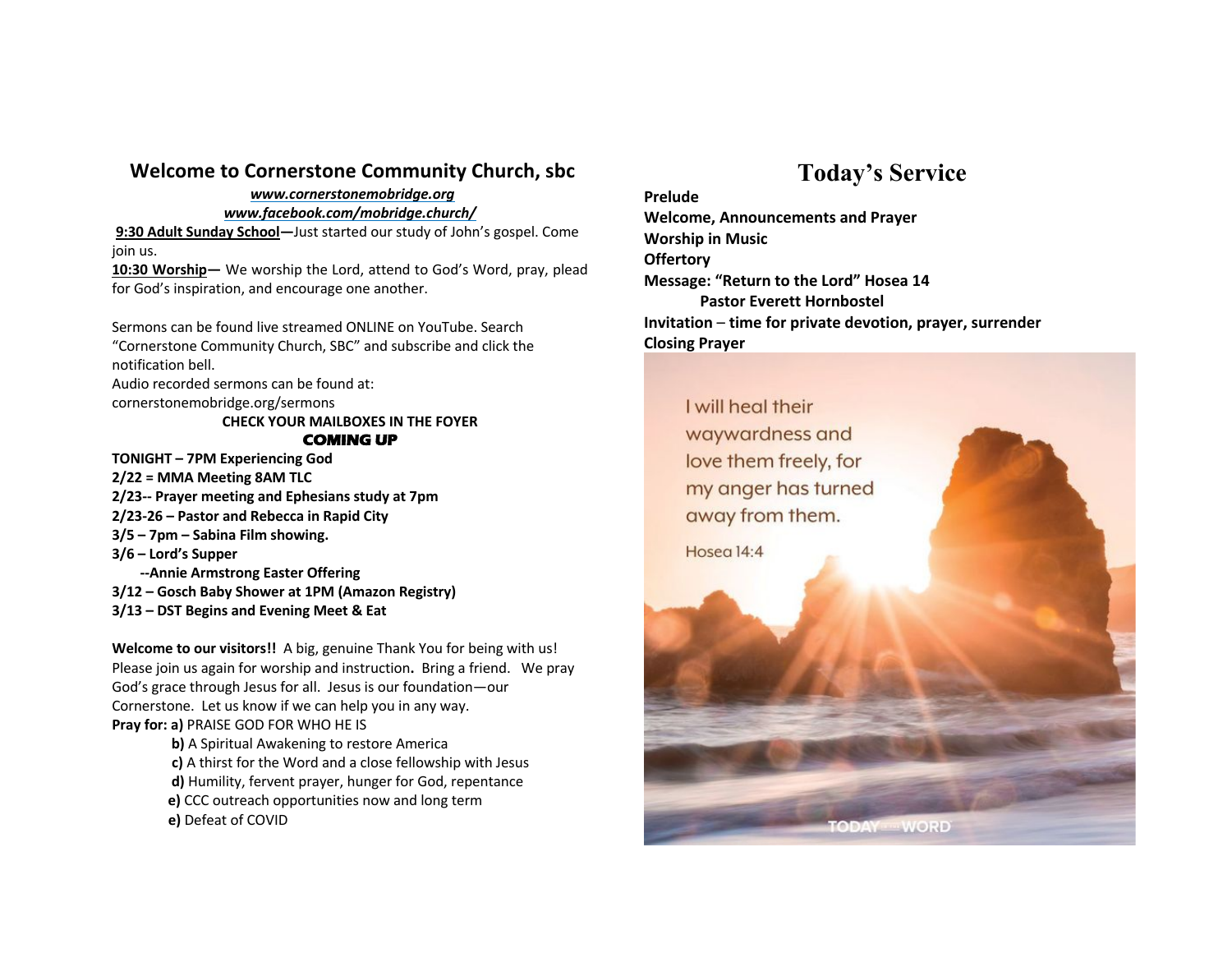# Welcome to Cornerstone Community Church, sbc

***www.cornerstonemobridge.org***
***www.facebook.com/mobridge.church/***

**9:30 Adult Sunday School—**Just started our study of John's gospel. Come join us.
**10:30 Worship—** We worship the Lord, attend to God's Word, pray, plead for God's inspiration, and encourage one another.

Sermons can be found live streamed ONLINE on YouTube. Search "Cornerstone Community Church, SBC" and subscribe and click the notification bell.
Audio recorded sermons can be found at:
cornerstonemobridge.org/sermons

**CHECK YOUR MAILBOXES IN THE FOYER**

## COMING UP

**TONIGHT – 7PM Experiencing God**
**2/22 = MMA Meeting 8AM TLC**
**2/23-- Prayer meeting and Ephesians study at 7pm**
**2/23-26 – Pastor and Rebecca in Rapid City**
**3/5 – 7pm – Sabina Film showing.**
**3/6 – Lord's Supper**
**--Annie Armstrong Easter Offering**
**3/12 – Gosch Baby Shower at 1PM (Amazon Registry)**
**3/13 – DST Begins and Evening Meet & Eat**

**Welcome to our visitors!!** A big, genuine Thank You for being with us! Please join us again for worship and instruction**.** Bring a friend. We pray God's grace through Jesus for all. Jesus is our foundation—our Cornerstone. Let us know if we can help you in any way.

**Pray for: a)** PRAISE GOD FOR WHO HE IS
**b)** A Spiritual Awakening to restore America
**c)** A thirst for the Word and a close fellowship with Jesus
**d)** Humility, fervent prayer, hunger for God, repentance
**e)** CCC outreach opportunities now and long term
**e)** Defeat of COVID

# Today's Service

**Prelude**
**Welcome, Announcements and Prayer**
**Worship in Music**
**Offertory**
**Message: "Return to the Lord" Hosea 14**
**Pastor Everett Hornbostel**
**Invitation – time for private devotion, prayer, surrender**
**Closing Prayer**

I will heal their waywardness and love them freely, for my anger has turned away from them.

Hosea 14:4

TODAY IN THE WORD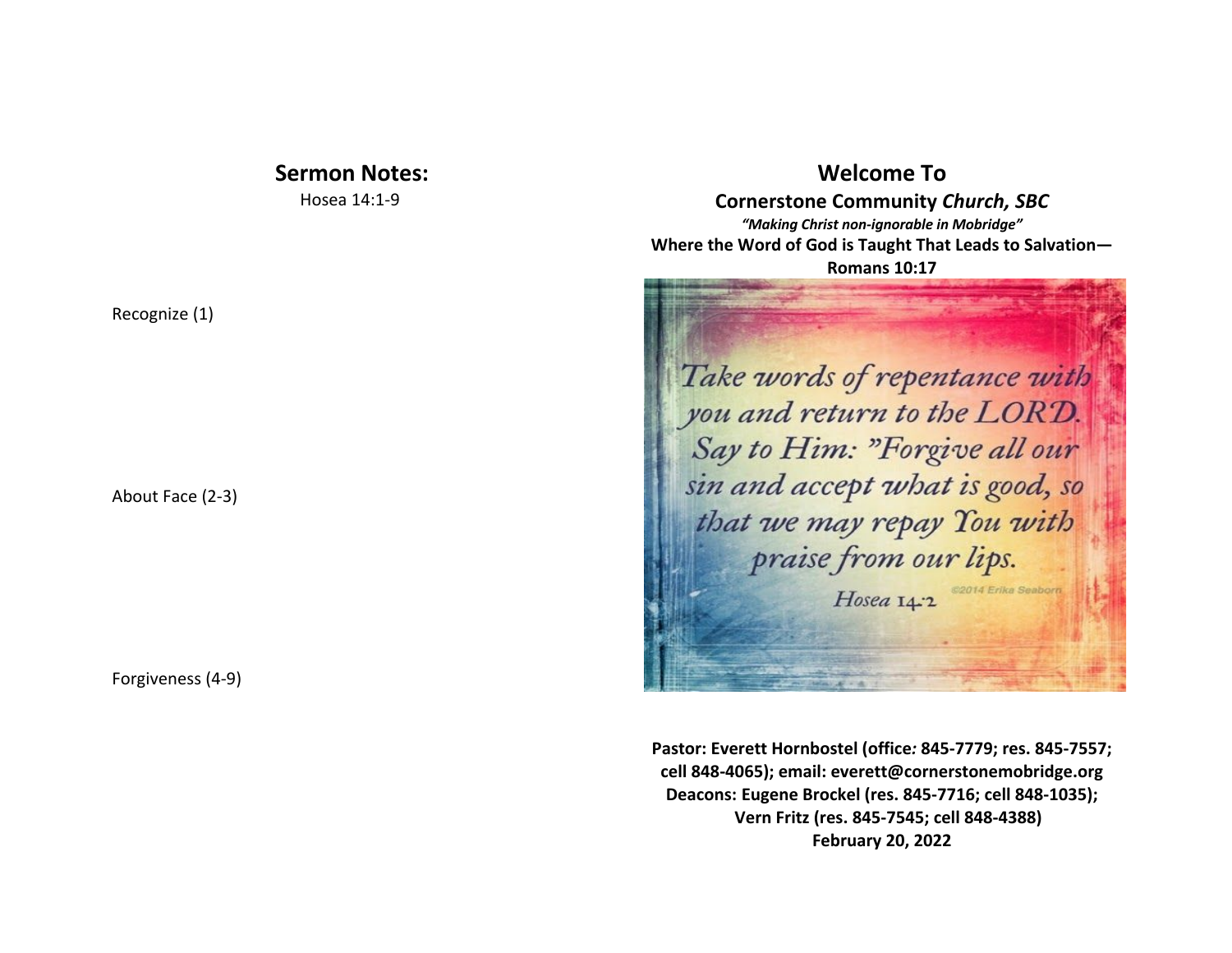## Sermon Notes:

Hosea 14:1-9

Recognize (1)

About Face (2-3)

Forgiveness (4-9)

## Welcome To

**Cornerstone Community *Church, SBC***

***"Making Christ non-ignorable in Mobridge"***

**Where the Word of God is Taught That Leads to Salvation—Romans 10:17**

*Take words of repentance with you and return to the LORD. Say to Him: "Forgive all our sin and accept what is good, so that we may repay You with praise from our lips.*

*Hosea 14:2*

©2014 Erika Seaborn

**Pastor: Everett Hornbostel (office: 845-7779; res. 845-7557; cell 848-4065); email: everett@cornerstonemobridge.org**
**Deacons: Eugene Brockel (res. 845-7716; cell 848-1035); Vern Fritz (res. 845-7545; cell 848-4388)**
**February 20, 2022**